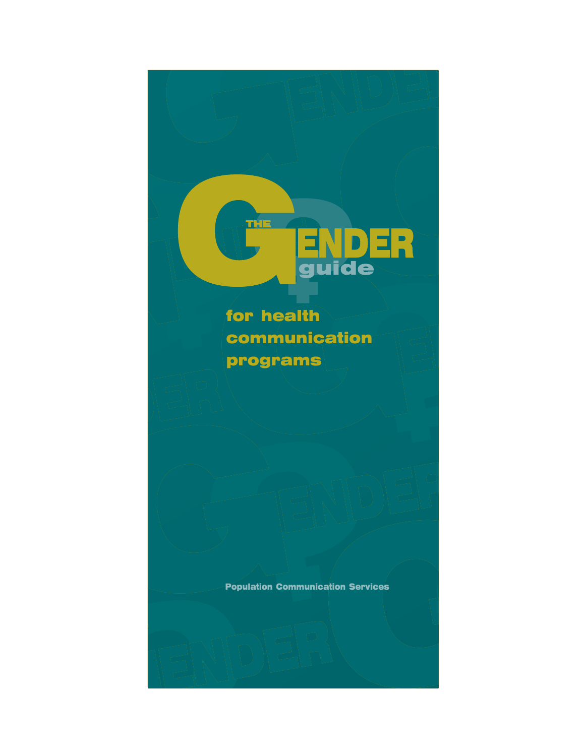# THE GENDER guide

## for health communication programs

Population Communication Services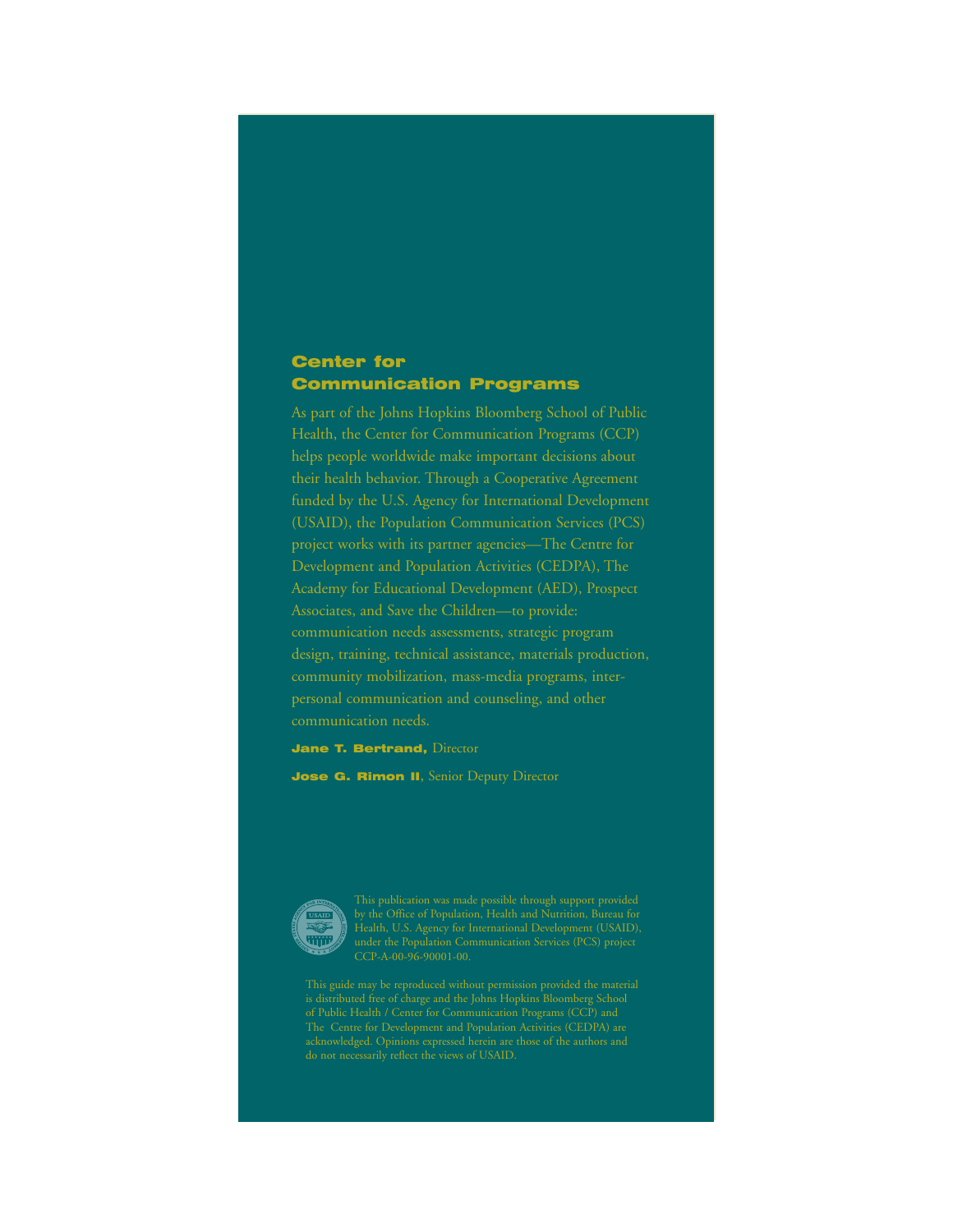## Center for Communication Programs

As part of the Johns Hopkins Bloomberg School of Public Health, the Center for Communication Programs (CCP) helps people worldwide make important decisions about their health behavior. Through a Cooperative Agreement funded by the U.S. Agency for International Development (USAID), the Population Communication Services (PCS) project works with its partner agencies—The Centre for Development and Population Activities (CEDPA), The Academy for Educational Development (AED), Prospect Associates, and Save the Children—to provide: communication needs assessments, strategic program design, training, technical assistance, materials production, community mobilization, mass-media programs, inter-personal communication and counseling, and other communication needs.

**Jane T. Bertrand,** Director

**Jose G. Rimon II**, Senior Deputy Director

This publication was made possible through support provided by the Office of Population, Health and Nutrition, Bureau for Health, U.S. Agency for International Development (USAID), under the Population Communication Services (PCS) project CCP-A-00-96-90001-00.

This guide may be reproduced without permission provided the material is distributed free of charge and the Johns Hopkins Bloomberg School of Public Health / Center for Communication Programs (CCP) and The Centre for Development and Population Activities (CEDPA) are acknowledged. Opinions expressed herein are those of the authors and do not necessarily reflect the views of USAID.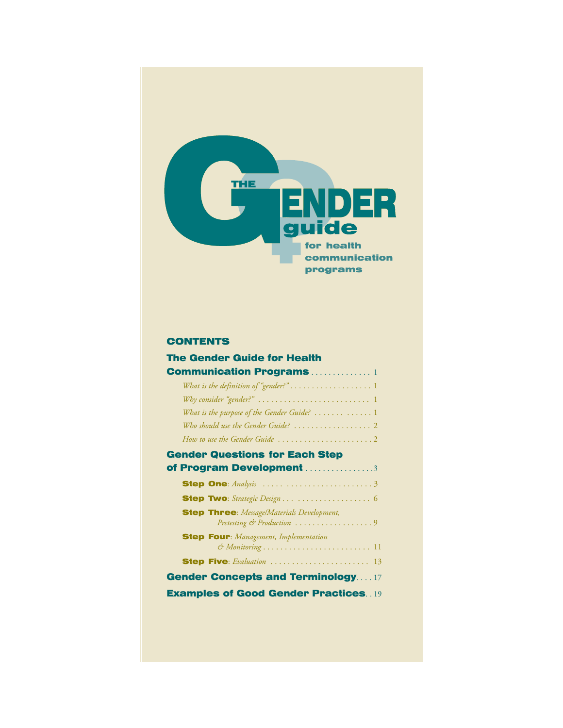# THE GENDER guide for health communication programs

## CONTENTS

**The Gender Guide for Health Communication Programs** . . . . . . . . . . . . . . 1

- *What is the definition of "gender?"* . . . . . . . . . . . . . . . . . . . 1
- *Why consider "gender?"* . . . . . . . . . . . . . . . . . . . . . . . . . 1
- *What is the purpose of the Gender Guide?* . . . . . . . . . . . . 1
- *Who should use the Gender Guide?* . . . . . . . . . . . . . . . . . . 2
- *How to use the Gender Guide* . . . . . . . . . . . . . . . . . . . . . . 2

**Gender Questions for Each Step of Program Development** . . . . . . . . . . . . . . . .3

- **Step One**: *Analysis* . . . . . . . . . . . . . . . . . . . . . . . . . . .3
- **Step Two**: *Strategic Design* . . . . . . . . . . . . . . . . . . . . 6
- **Step Three**: *Message/Materials Development, Pretesting & Production* . . . . . . . . . . . . . . . . . . 9
- **Step Four**: *Management, Implementation & Monitoring* . . . . . . . . . . . . . . . . . . . . . . . . . 11
- **Step Five**: *Evaluation* . . . . . . . . . . . . . . . . . . . . . . . 13

**Gender Concepts and Terminology**. . . . 17

**Examples of Good Gender Practices**. . 19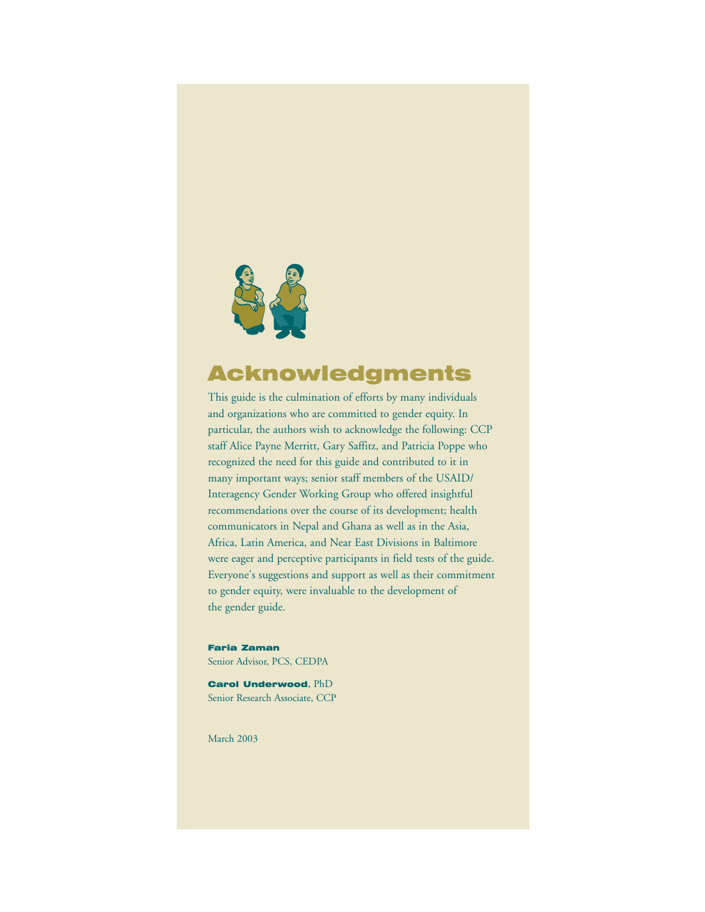# Acknowledgments

This guide is the culmination of efforts by many individuals and organizations who are committed to gender equity. In particular, the authors wish to acknowledge the following: CCP staff Alice Payne Merritt, Gary Saffitz, and Patricia Poppe who recognized the need for this guide and contributed to it in many important ways; senior staff members of the USAID/Interagency Gender Working Group who offered insightful recommendations over the course of its development; health communicators in Nepal and Ghana as well as in the Asia, Africa, Latin America, and Near East Divisions in Baltimore were eager and perceptive participants in field tests of the guide. Everyone's suggestions and support as well as their commitment to gender equity, were invaluable to the development of the gender guide.

**Faria Zaman**
Senior Advisor, PCS, CEDPA

**Carol Underwood**, PhD
Senior Research Associate, CCP

March 2003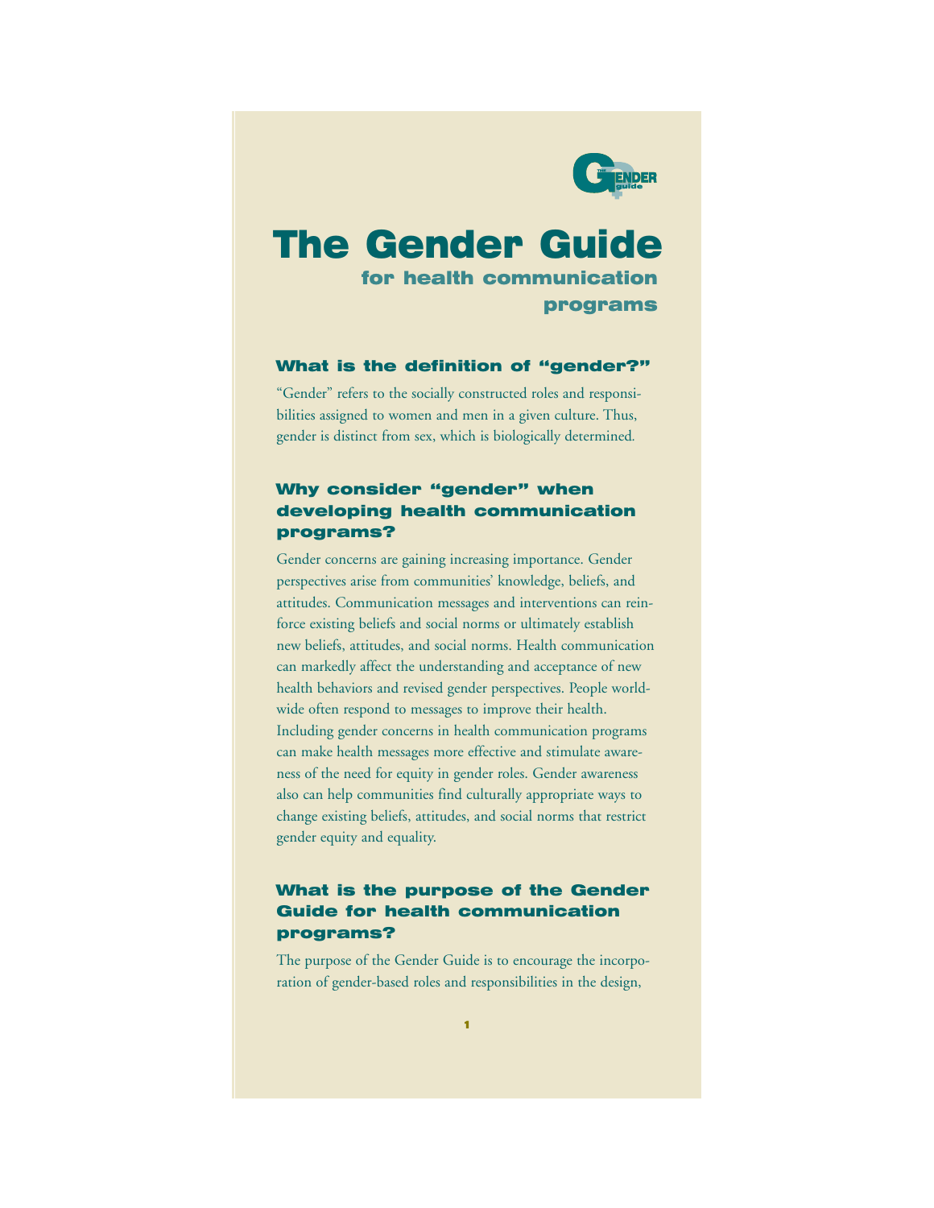# The Gender Guide

## for health communication programs

### What is the definition of "gender?"

"Gender" refers to the socially constructed roles and responsibilities assigned to women and men in a given culture. Thus, gender is distinct from sex, which is biologically determined.

### Why consider "gender" when developing health communication programs?

Gender concerns are gaining increasing importance. Gender perspectives arise from communities' knowledge, beliefs, and attitudes. Communication messages and interventions can reinforce existing beliefs and social norms or ultimately establish new beliefs, attitudes, and social norms. Health communication can markedly affect the understanding and acceptance of new health behaviors and revised gender perspectives. People worldwide often respond to messages to improve their health. Including gender concerns in health communication programs can make health messages more effective and stimulate awareness of the need for equity in gender roles. Gender awareness also can help communities find culturally appropriate ways to change existing beliefs, attitudes, and social norms that restrict gender equity and equality.

### What is the purpose of the Gender Guide for health communication programs?

The purpose of the Gender Guide is to encourage the incorporation of gender-based roles and responsibilities in the design,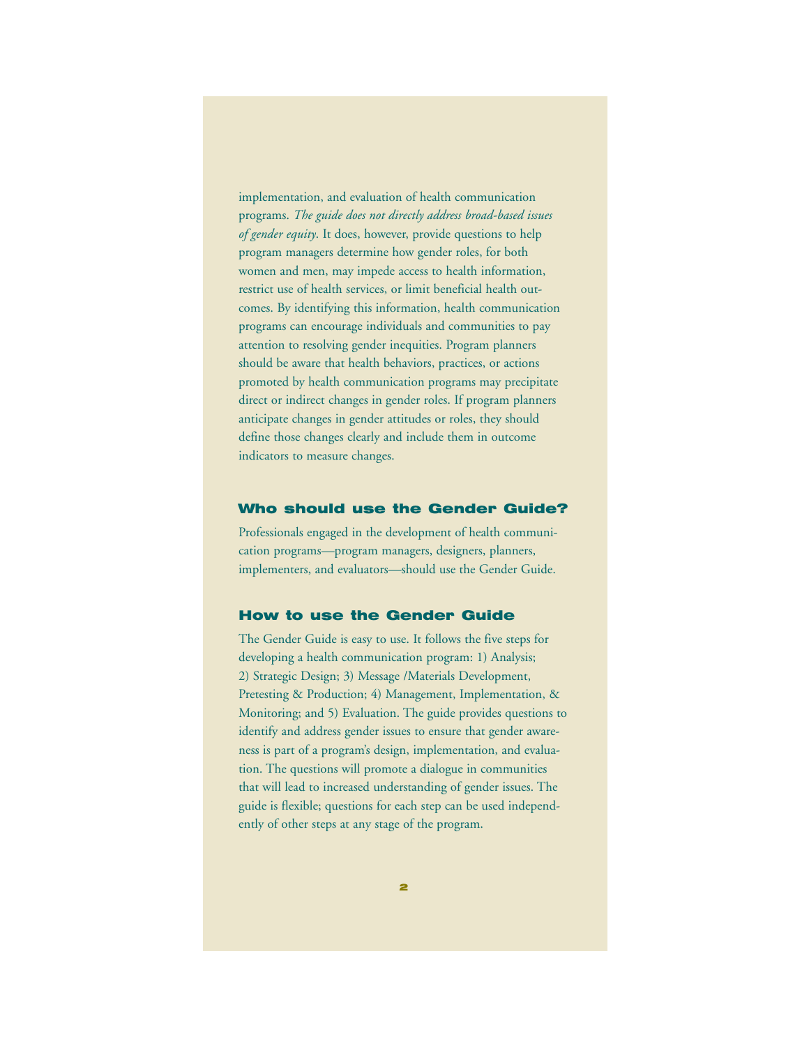implementation, and evaluation of health communication programs. *The guide does not directly address broad-based issues of gender equity*. It does, however, provide questions to help program managers determine how gender roles, for both women and men, may impede access to health information, restrict use of health services, or limit beneficial health outcomes. By identifying this information, health communication programs can encourage individuals and communities to pay attention to resolving gender inequities. Program planners should be aware that health behaviors, practices, or actions promoted by health communication programs may precipitate direct or indirect changes in gender roles. If program planners anticipate changes in gender attitudes or roles, they should define those changes clearly and include them in outcome indicators to measure changes.

## Who should use the Gender Guide?

Professionals engaged in the development of health communication programs—program managers, designers, planners, implementers, and evaluators—should use the Gender Guide.

## How to use the Gender Guide

The Gender Guide is easy to use. It follows the five steps for developing a health communication program: 1) Analysis; 2) Strategic Design; 3) Message /Materials Development, Pretesting & Production; 4) Management, Implementation, & Monitoring; and 5) Evaluation. The guide provides questions to identify and address gender issues to ensure that gender awareness is part of a program's design, implementation, and evaluation. The questions will promote a dialogue in communities that will lead to increased understanding of gender issues. The guide is flexible; questions for each step can be used independently of other steps at any stage of the program.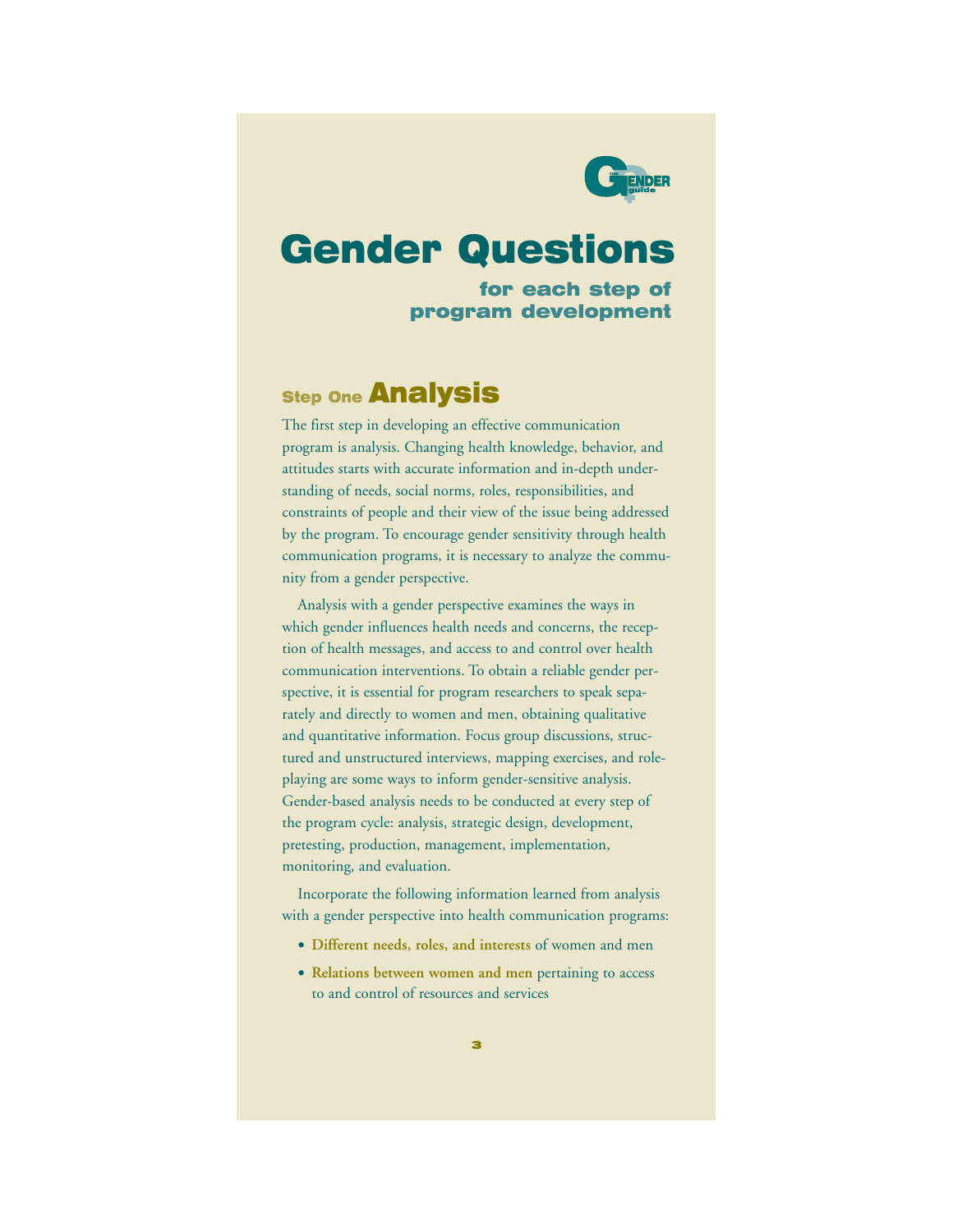# Gender Questions

## for each step of program development

## Step One Analysis

The first step in developing an effective communication program is analysis. Changing health knowledge, behavior, and attitudes starts with accurate information and in-depth understanding of needs, social norms, roles, responsibilities, and constraints of people and their view of the issue being addressed by the program. To encourage gender sensitivity through health communication programs, it is necessary to analyze the community from a gender perspective.

Analysis with a gender perspective examines the ways in which gender influences health needs and concerns, the reception of health messages, and access to and control over health communication interventions. To obtain a reliable gender perspective, it is essential for program researchers to speak separately and directly to women and men, obtaining qualitative and quantitative information. Focus group discussions, structured and unstructured interviews, mapping exercises, and role-playing are some ways to inform gender-sensitive analysis. Gender-based analysis needs to be conducted at every step of the program cycle: analysis, strategic design, development, pretesting, production, management, implementation, monitoring, and evaluation.

Incorporate the following information learned from analysis with a gender perspective into health communication programs:

- **Different needs, roles, and interests** of women and men
- **Relations between women and men** pertaining to access to and control of resources and services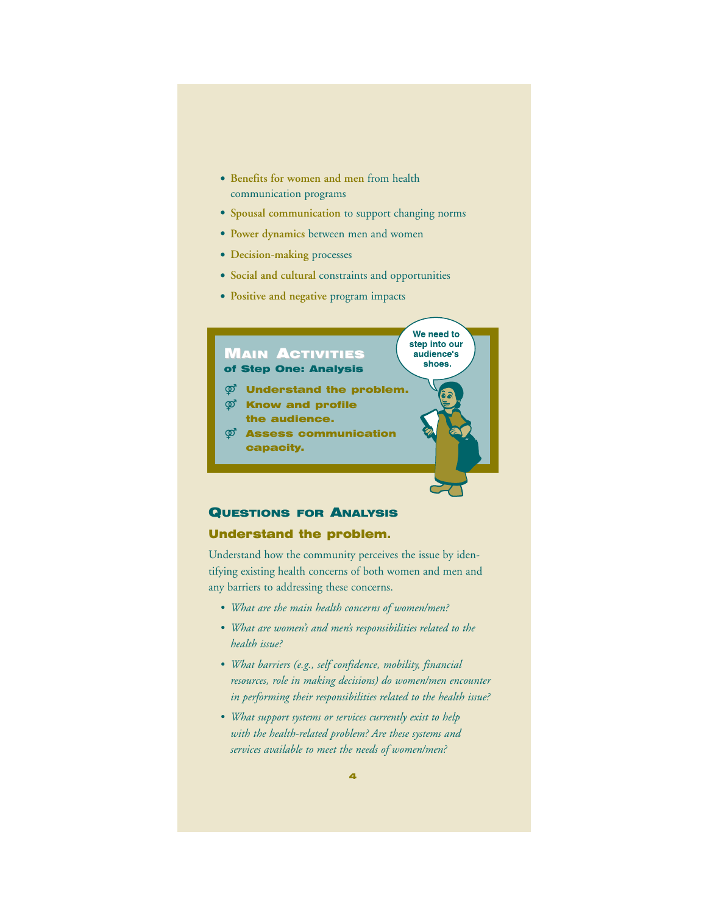- **Benefits for women and men** from health communication programs
- **Spousal communication** to support changing norms
- **Power dynamics** between men and women
- **Decision-making** processes
- **Social and cultural** constraints and opportunities
- **Positive and negative** program impacts

## Main Activities of Step One: Analysis

- **Understand the problem.**
- **Know and profile the audience.**
- **Assess communication capacity.**

We need to step into our audience's shoes.

## Questions for Analysis

### Understand the problem.

Understand how the community perceives the issue by identifying existing health concerns of both women and men and any barriers to addressing these concerns.

- *What are the main health concerns of women/men?*
- *What are women's and men's responsibilities related to the health issue?*
- *What barriers (e.g., self confidence, mobility, financial resources, role in making decisions) do women/men encounter in performing their responsibilities related to the health issue?*
- *What support systems or services currently exist to help with the health-related problem? Are these systems and services available to meet the needs of women/men?*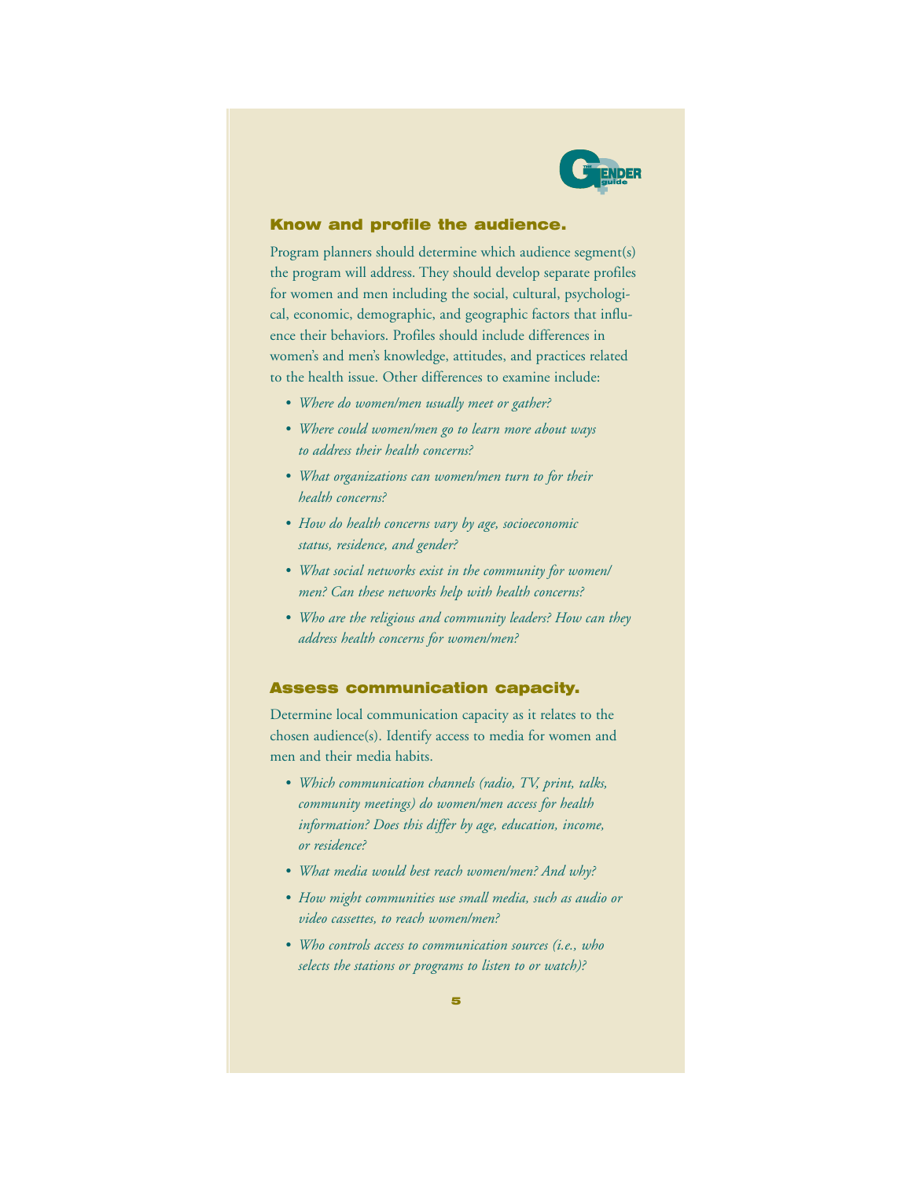## Know and profile the audience.

Program planners should determine which audience segment(s) the program will address. They should develop separate profiles for women and men including the social, cultural, psychological, economic, demographic, and geographic factors that influence their behaviors. Profiles should include differences in women's and men's knowledge, attitudes, and practices related to the health issue. Other differences to examine include:

- *Where do women/men usually meet or gather?*
- *Where could women/men go to learn more about ways to address their health concerns?*
- *What organizations can women/men turn to for their health concerns?*
- *How do health concerns vary by age, socioeconomic status, residence, and gender?*
- *What social networks exist in the community for women/men? Can these networks help with health concerns?*
- *Who are the religious and community leaders? How can they address health concerns for women/men?*

## Assess communication capacity.

Determine local communication capacity as it relates to the chosen audience(s). Identify access to media for women and men and their media habits.

- *Which communication channels (radio, TV, print, talks, community meetings) do women/men access for health information? Does this differ by age, education, income, or residence?*
- *What media would best reach women/men? And why?*
- *How might communities use small media, such as audio or video cassettes, to reach women/men?*
- *Who controls access to communication sources (i.e., who selects the stations or programs to listen to or watch)?*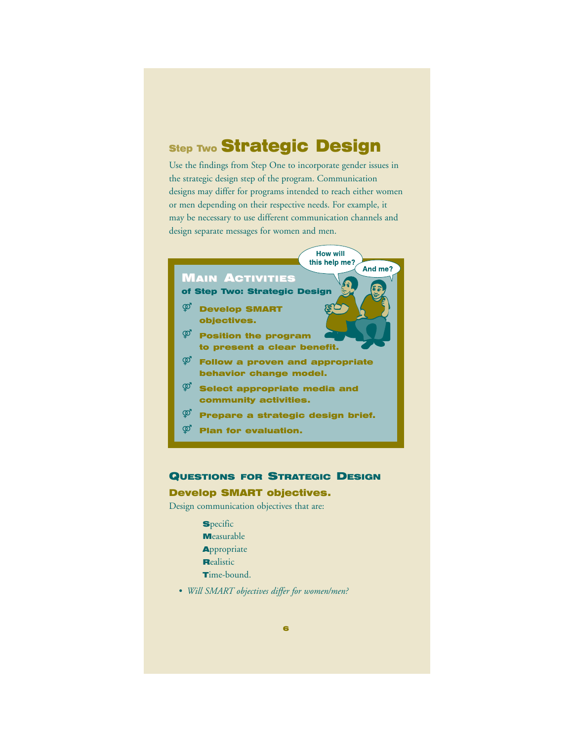# Step Two Strategic Design

Use the findings from Step One to incorporate gender issues in the strategic design step of the program. Communication designs may differ for programs intended to reach either women or men depending on their respective needs. For example, it may be necessary to use different communication channels and design separate messages for women and men.

## Main Activities

**of Step Two: Strategic Design**

- **Develop SMART objectives.**
- **Position the program to present a clear benefit.**
- **Follow a proven and appropriate behavior change model.**
- **Select appropriate media and community activities.**
- **Prepare a strategic design brief.**
- **Plan for evaluation.**

## Questions for Strategic Design

### Develop SMART objectives.

Design communication objectives that are:

**S**pecific
**M**easurable
**A**ppropriate
**R**ealistic
**T**ime-bound.

- *Will SMART objectives differ for women/men?*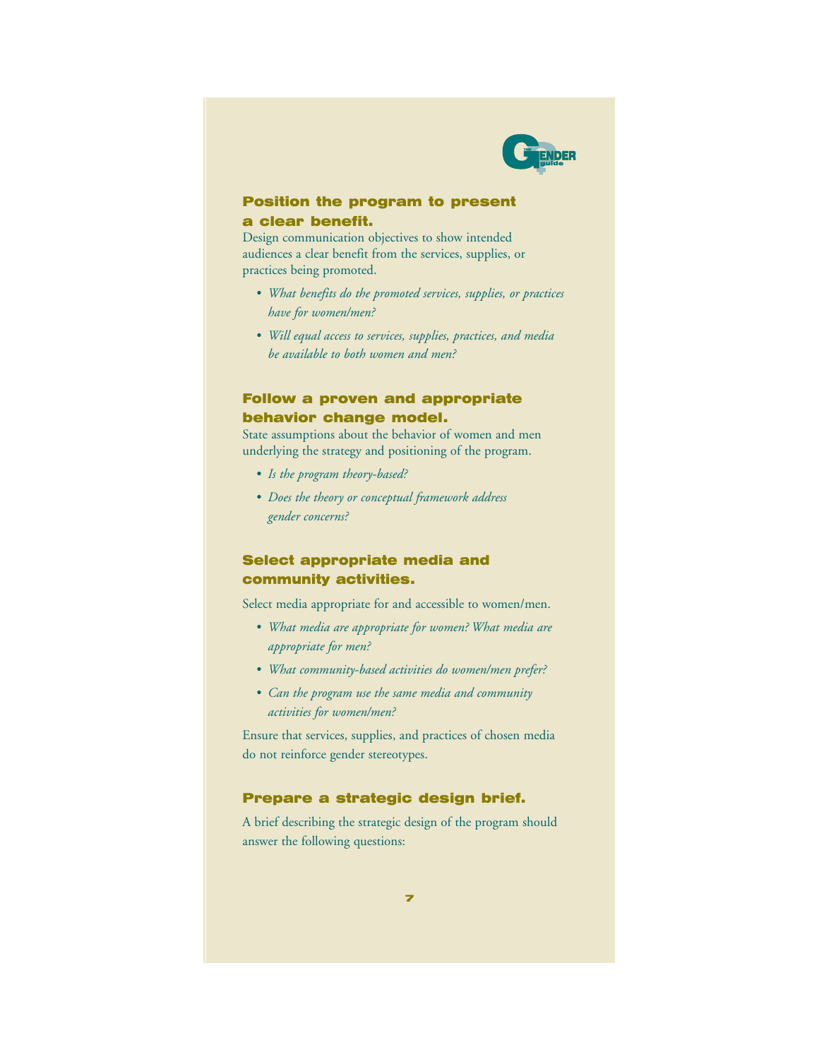### Position the program to present a clear benefit.

Design communication objectives to show intended audiences a clear benefit from the services, supplies, or practices being promoted.

- *What benefits do the promoted services, supplies, or practices have for women/men?*
- *Will equal access to services, supplies, practices, and media be available to both women and men?*

### Follow a proven and appropriate behavior change model.

State assumptions about the behavior of women and men underlying the strategy and positioning of the program.

- *Is the program theory-based?*
- *Does the theory or conceptual framework address gender concerns?*

### Select appropriate media and community activities.

Select media appropriate for and accessible to women/men.

- *What media are appropriate for women? What media are appropriate for men?*
- *What community-based activities do women/men prefer?*
- *Can the program use the same media and community activities for women/men?*

Ensure that services, supplies, and practices of chosen media do not reinforce gender stereotypes.

### Prepare a strategic design brief.

A brief describing the strategic design of the program should answer the following questions: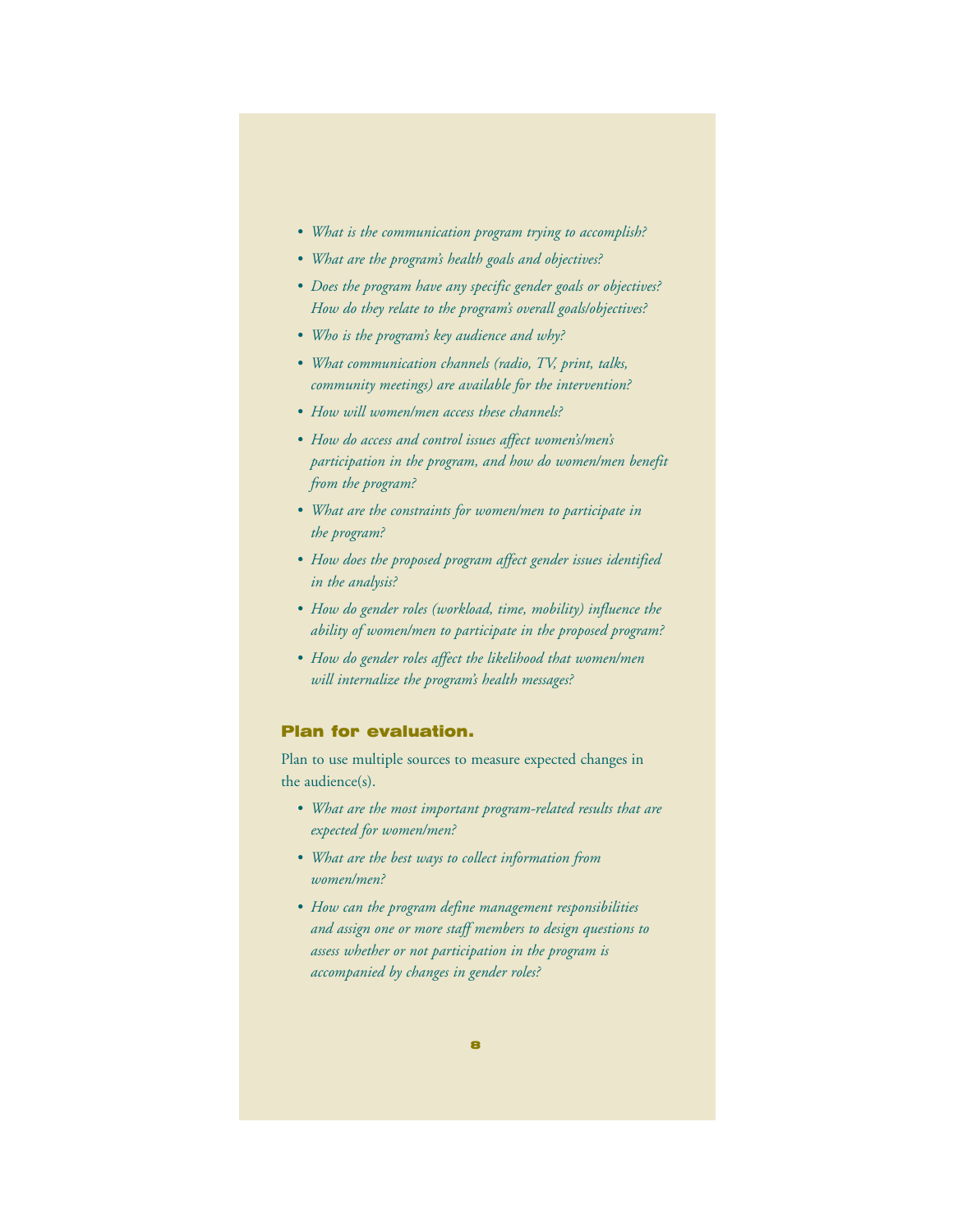- *What is the communication program trying to accomplish?*
- *What are the program's health goals and objectives?*
- *Does the program have any specific gender goals or objectives? How do they relate to the program's overall goals/objectives?*
- *Who is the program's key audience and why?*
- *What communication channels (radio, TV, print, talks, community meetings) are available for the intervention?*
- *How will women/men access these channels?*
- *How do access and control issues affect women's/men's participation in the program, and how do women/men benefit from the program?*
- *What are the constraints for women/men to participate in the program?*
- *How does the proposed program affect gender issues identified in the analysis?*
- *How do gender roles (workload, time, mobility) influence the ability of women/men to participate in the proposed program?*
- *How do gender roles affect the likelihood that women/men will internalize the program's health messages?*

### Plan for evaluation.

Plan to use multiple sources to measure expected changes in the audience(s).

- *What are the most important program-related results that are expected for women/men?*
- *What are the best ways to collect information from women/men?*
- *How can the program define management responsibilities and assign one or more staff members to design questions to assess whether or not participation in the program is accompanied by changes in gender roles?*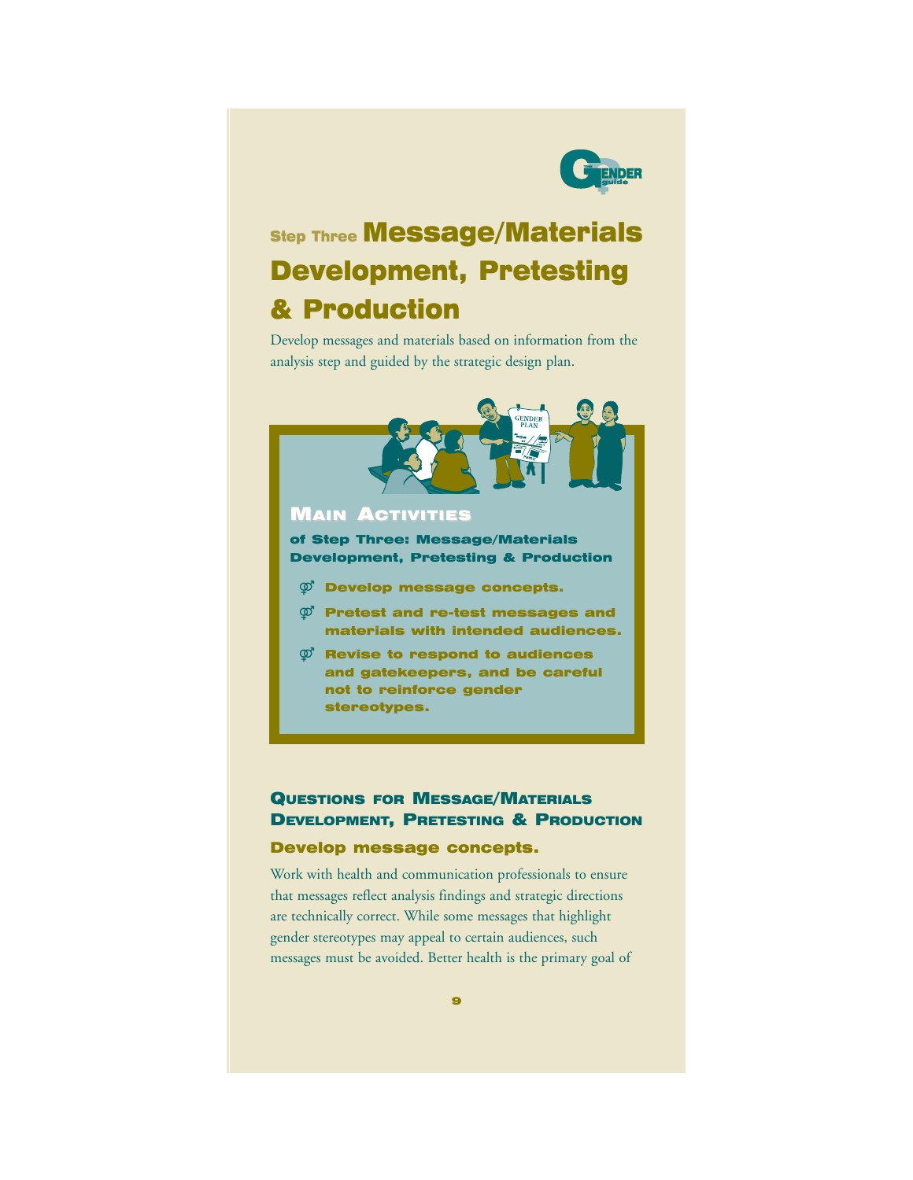# Step Three Message/Materials Development, Pretesting & Production

Develop messages and materials based on information from the analysis step and guided by the strategic design plan.

## Main Activities

**of Step Three: Message/Materials Development, Pretesting & Production**

- **Develop message concepts.**
- **Pretest and re-test messages and materials with intended audiences.**
- **Revise to respond to audiences and gatekeepers, and be careful not to reinforce gender stereotypes.**

## Questions for Message/Materials Development, Pretesting & Production

### Develop message concepts.

Work with health and communication professionals to ensure that messages reflect analysis findings and strategic directions are technically correct. While some messages that highlight gender stereotypes may appeal to certain audiences, such messages must be avoided. Better health is the primary goal of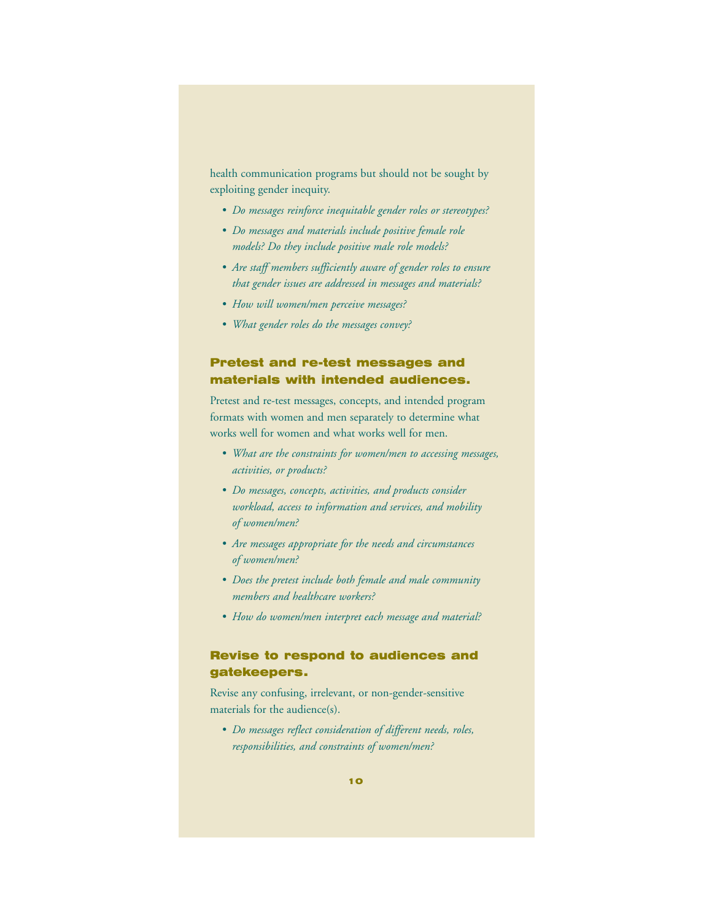health communication programs but should not be sought by exploiting gender inequity.

- *Do messages reinforce inequitable gender roles or stereotypes?*
- *Do messages and materials include positive female role models? Do they include positive male role models?*
- *Are staff members sufficiently aware of gender roles to ensure that gender issues are addressed in messages and materials?*
- *How will women/men perceive messages?*
- *What gender roles do the messages convey?*

## Pretest and re-test messages and materials with intended audiences.

Pretest and re-test messages, concepts, and intended program formats with women and men separately to determine what works well for women and what works well for men.

- *What are the constraints for women/men to accessing messages, activities, or products?*
- *Do messages, concepts, activities, and products consider workload, access to information and services, and mobility of women/men?*
- *Are messages appropriate for the needs and circumstances of women/men?*
- *Does the pretest include both female and male community members and healthcare workers?*
- *How do women/men interpret each message and material?*

## Revise to respond to audiences and gatekeepers.

Revise any confusing, irrelevant, or non-gender-sensitive materials for the audience(s).

- *Do messages reflect consideration of different needs, roles, responsibilities, and constraints of women/men?*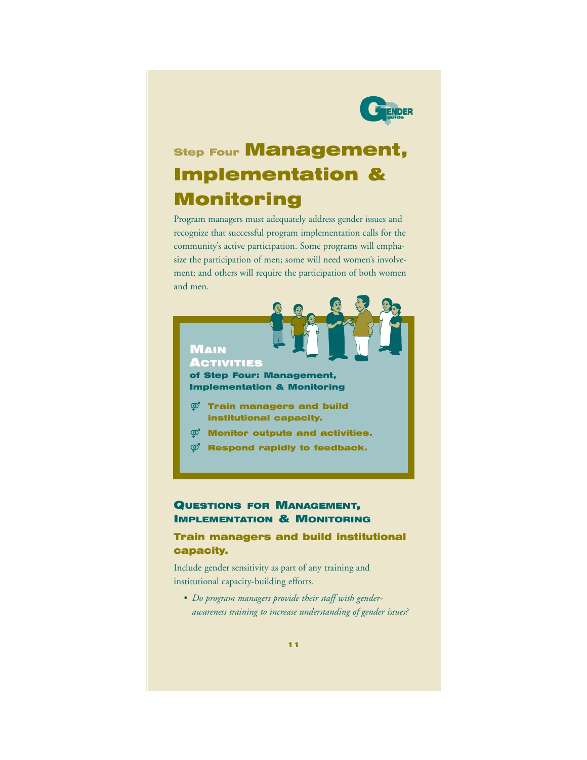# Step Four Management, Implementation & Monitoring

Program managers must adequately address gender issues and recognize that successful program implementation calls for the community's active participation. Some programs will emphasize the participation of men; some will need women's involvement; and others will require the participation of both women and men.

## Main Activities

### of Step Four: Management, Implementation & Monitoring

- ⚥ **Train managers and build institutional capacity.**
- ⚥ **Monitor outputs and activities.**
- ⚥ **Respond rapidly to feedback.**

## Questions for Management, Implementation & Monitoring

### Train managers and build institutional capacity.

Include gender sensitivity as part of any training and institutional capacity-building efforts.

- *Do program managers provide their staff with gender-awareness training to increase understanding of gender issues?*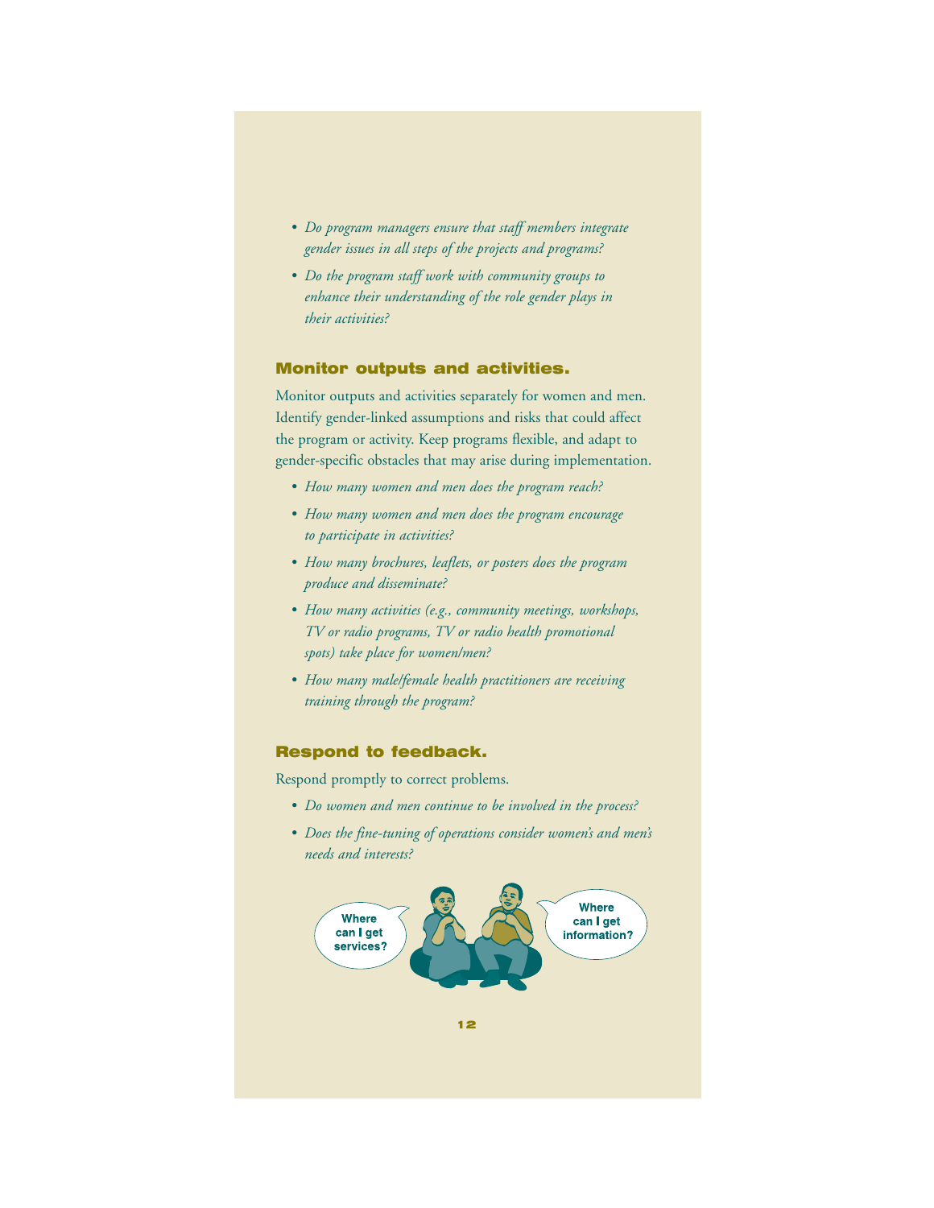- *Do program managers ensure that staff members integrate gender issues in all steps of the projects and programs?*
- *Do the program staff work with community groups to enhance their understanding of the role gender plays in their activities?*

## Monitor outputs and activities.

Monitor outputs and activities separately for women and men. Identify gender-linked assumptions and risks that could affect the program or activity. Keep programs flexible, and adapt to gender-specific obstacles that may arise during implementation.

- *How many women and men does the program reach?*
- *How many women and men does the program encourage to participate in activities?*
- *How many brochures, leaflets, or posters does the program produce and disseminate?*
- *How many activities (e.g., community meetings, workshops, TV or radio programs, TV or radio health promotional spots) take place for women/men?*
- *How many male/female health practitioners are receiving training through the program?*

## Respond to feedback.

Respond promptly to correct problems.

- *Do women and men continue to be involved in the process?*
- *Does the fine-tuning of operations consider women's and men's needs and interests?*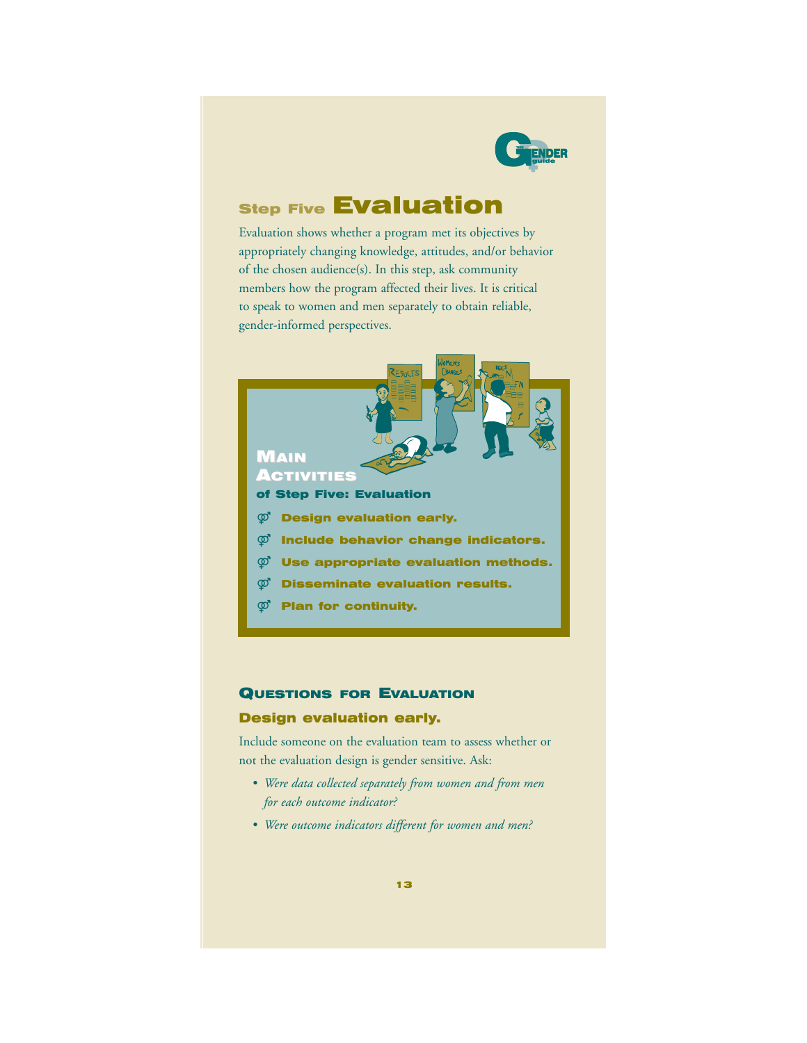# Step Five Evaluation

Evaluation shows whether a program met its objectives by appropriately changing knowledge, attitudes, and/or behavior of the chosen audience(s). In this step, ask community members how the program affected their lives. It is critical to speak to women and men separately to obtain reliable, gender-informed perspectives.

## Main Activities of Step Five: Evaluation

- **Design evaluation early.**
- **Include behavior change indicators.**
- **Use appropriate evaluation methods.**
- **Disseminate evaluation results.**
- **Plan for continuity.**

## Questions for Evaluation

### Design evaluation early.

Include someone on the evaluation team to assess whether or not the evaluation design is gender sensitive. Ask:

- *Were data collected separately from women and from men for each outcome indicator?*
- *Were outcome indicators different for women and men?*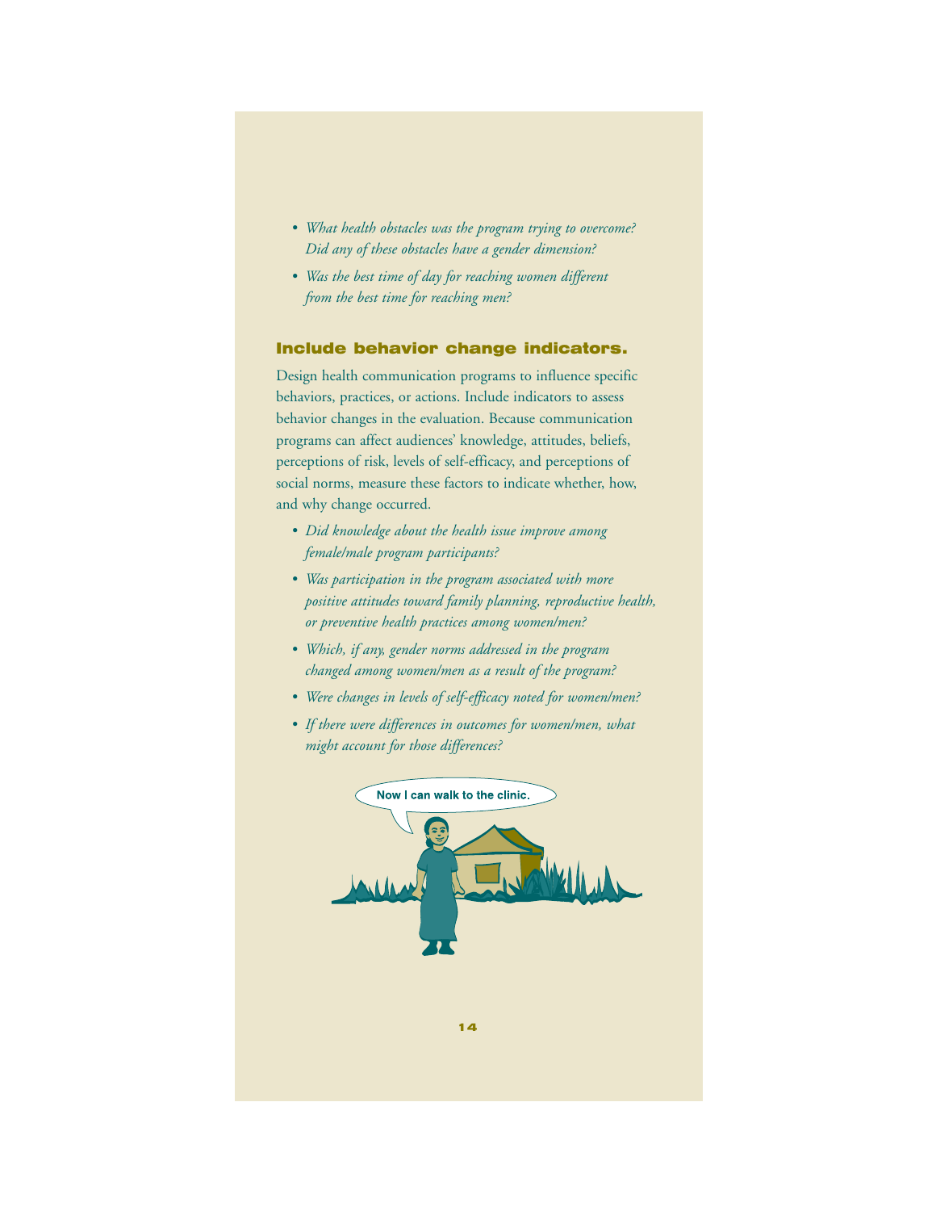- *What health obstacles was the program trying to overcome? Did any of these obstacles have a gender dimension?*
- *Was the best time of day for reaching women different from the best time for reaching men?*

## Include behavior change indicators.

Design health communication programs to influence specific behaviors, practices, or actions. Include indicators to assess behavior changes in the evaluation. Because communication programs can affect audiences' knowledge, attitudes, beliefs, perceptions of risk, levels of self-efficacy, and perceptions of social norms, measure these factors to indicate whether, how, and why change occurred.

- *Did knowledge about the health issue improve among female/male program participants?*
- *Was participation in the program associated with more positive attitudes toward family planning, reproductive health, or preventive health practices among women/men?*
- *Which, if any, gender norms addressed in the program changed among women/men as a result of the program?*
- *Were changes in levels of self-efficacy noted for women/men?*
- *If there were differences in outcomes for women/men, what might account for those differences?*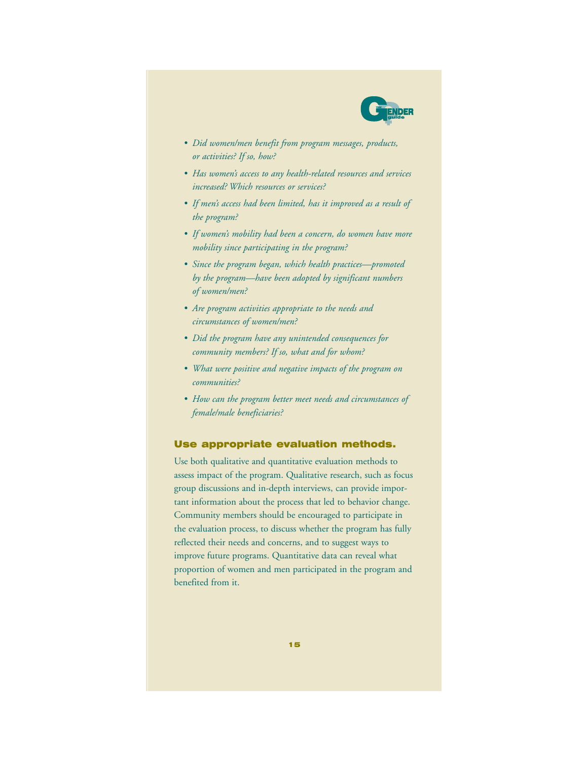- *Did women/men benefit from program messages, products, or activities? If so, how?*
- *Has women's access to any health-related resources and services increased? Which resources or services?*
- *If men's access had been limited, has it improved as a result of the program?*
- *If women's mobility had been a concern, do women have more mobility since participating in the program?*
- *Since the program began, which health practices—promoted by the program—have been adopted by significant numbers of women/men?*
- *Are program activities appropriate to the needs and circumstances of women/men?*
- *Did the program have any unintended consequences for community members? If so, what and for whom?*
- *What were positive and negative impacts of the program on communities?*
- *How can the program better meet needs and circumstances of female/male beneficiaries?*

## Use appropriate evaluation methods.

Use both qualitative and quantitative evaluation methods to assess impact of the program. Qualitative research, such as focus group discussions and in-depth interviews, can provide important information about the process that led to behavior change. Community members should be encouraged to participate in the evaluation process, to discuss whether the program has fully reflected their needs and concerns, and to suggest ways to improve future programs. Quantitative data can reveal what proportion of women and men participated in the program and benefited from it.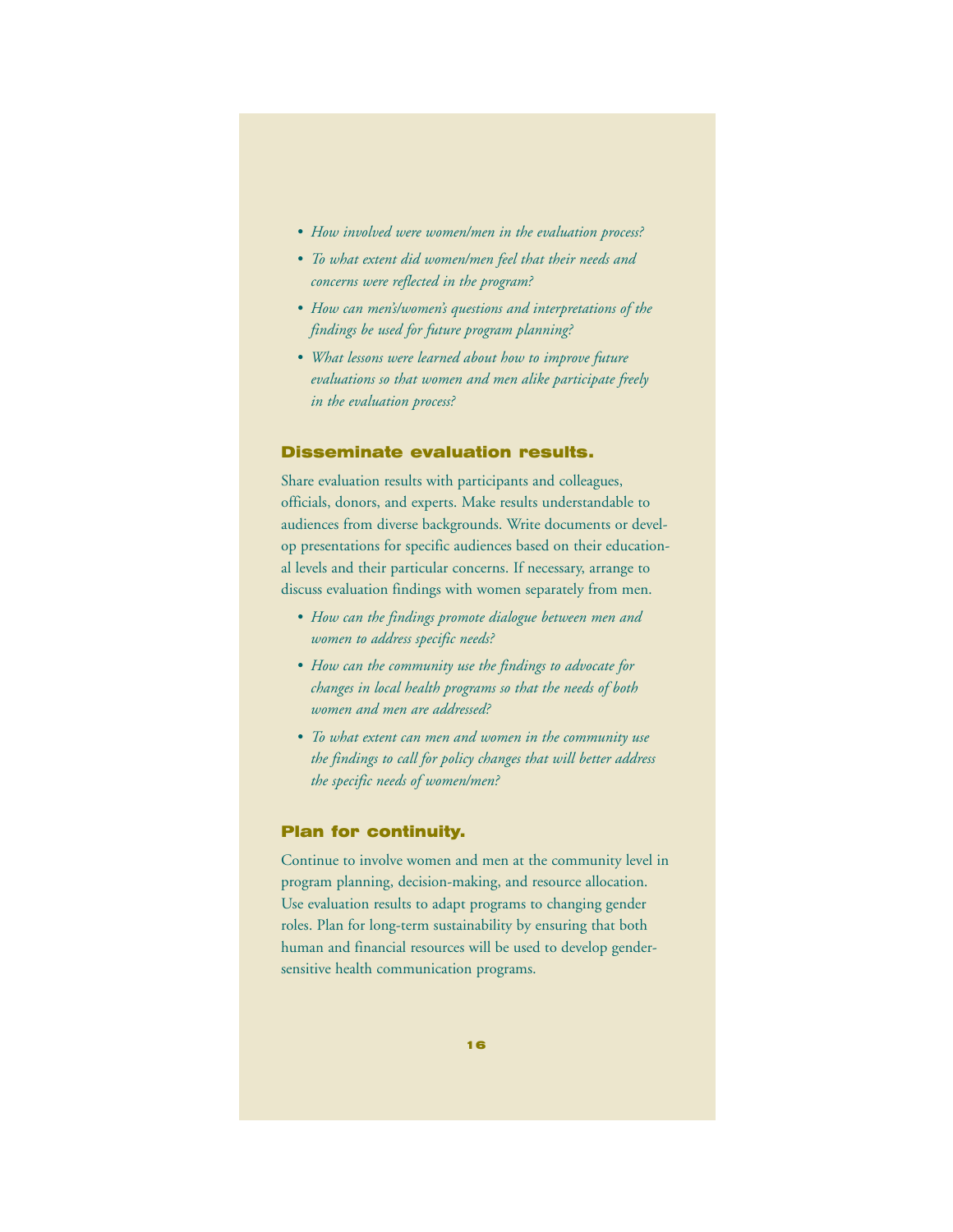- *How involved were women/men in the evaluation process?*
- *To what extent did women/men feel that their needs and concerns were reflected in the program?*
- *How can men's/women's questions and interpretations of the findings be used for future program planning?*
- *What lessons were learned about how to improve future evaluations so that women and men alike participate freely in the evaluation process?*

### Disseminate evaluation results.

Share evaluation results with participants and colleagues, officials, donors, and experts. Make results understandable to audiences from diverse backgrounds. Write documents or develop presentations for specific audiences based on their educational levels and their particular concerns. If necessary, arrange to discuss evaluation findings with women separately from men.

- *How can the findings promote dialogue between men and women to address specific needs?*
- *How can the community use the findings to advocate for changes in local health programs so that the needs of both women and men are addressed?*
- *To what extent can men and women in the community use the findings to call for policy changes that will better address the specific needs of women/men?*

### Plan for continuity.

Continue to involve women and men at the community level in program planning, decision-making, and resource allocation. Use evaluation results to adapt programs to changing gender roles. Plan for long-term sustainability by ensuring that both human and financial resources will be used to develop gender-sensitive health communication programs.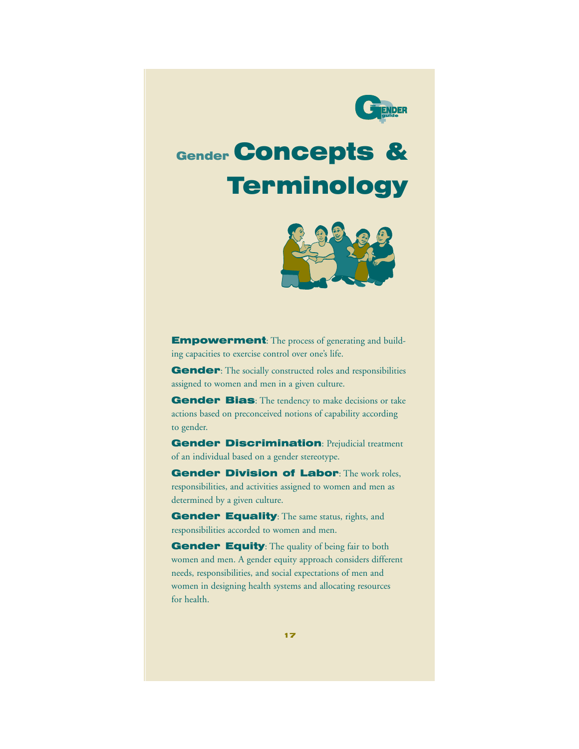# Gender Concepts & Terminology

**Empowerment**: The process of generating and building capacities to exercise control over one's life.

**Gender**: The socially constructed roles and responsibilities assigned to women and men in a given culture.

**Gender Bias**: The tendency to make decisions or take actions based on preconceived notions of capability according to gender.

**Gender Discrimination**: Prejudicial treatment of an individual based on a gender stereotype.

**Gender Division of Labor**: The work roles, responsibilities, and activities assigned to women and men as determined by a given culture.

**Gender Equality**: The same status, rights, and responsibilities accorded to women and men.

**Gender Equity**: The quality of being fair to both women and men. A gender equity approach considers different needs, responsibilities, and social expectations of men and women in designing health systems and allocating resources for health.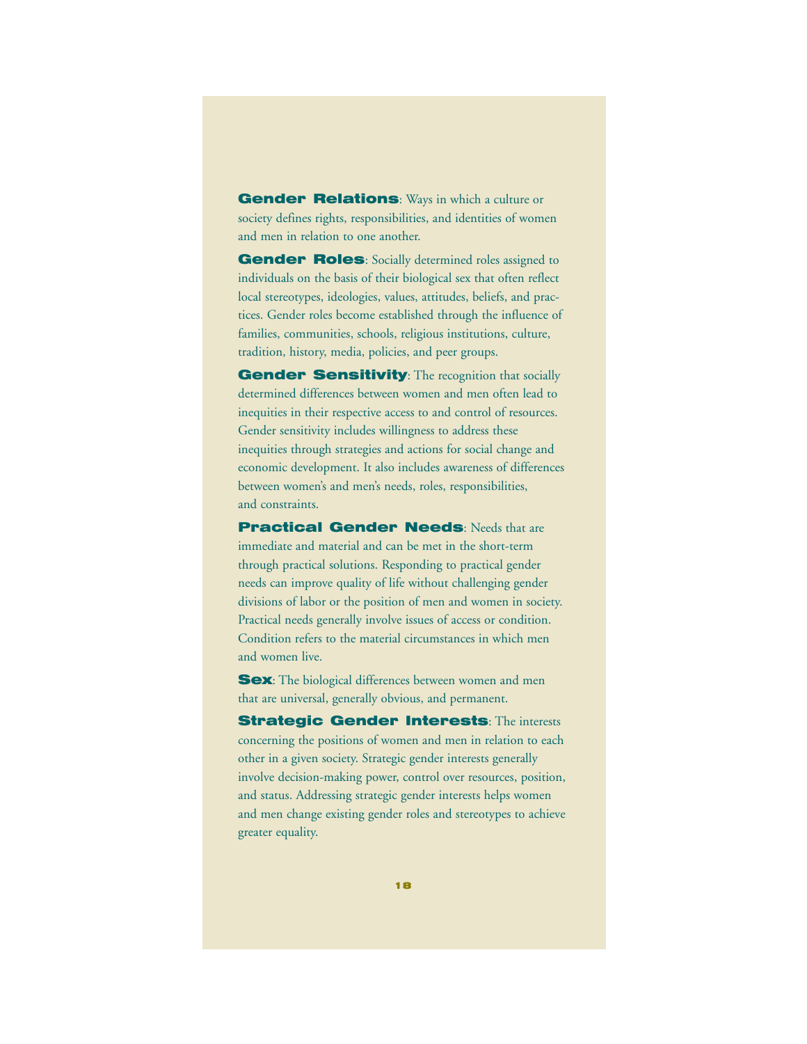**Gender Relations**: Ways in which a culture or society defines rights, responsibilities, and identities of women and men in relation to one another.

**Gender Roles**: Socially determined roles assigned to individuals on the basis of their biological sex that often reflect local stereotypes, ideologies, values, attitudes, beliefs, and practices. Gender roles become established through the influence of families, communities, schools, religious institutions, culture, tradition, history, media, policies, and peer groups.

**Gender Sensitivity**: The recognition that socially determined differences between women and men often lead to inequities in their respective access to and control of resources. Gender sensitivity includes willingness to address these inequities through strategies and actions for social change and economic development. It also includes awareness of differences between women's and men's needs, roles, responsibilities, and constraints.

**Practical Gender Needs**: Needs that are immediate and material and can be met in the short-term through practical solutions. Responding to practical gender needs can improve quality of life without challenging gender divisions of labor or the position of men and women in society. Practical needs generally involve issues of access or condition. Condition refers to the material circumstances in which men and women live.

**Sex**: The biological differences between women and men that are universal, generally obvious, and permanent.

**Strategic Gender Interests**: The interests concerning the positions of women and men in relation to each other in a given society. Strategic gender interests generally involve decision-making power, control over resources, position, and status. Addressing strategic gender interests helps women and men change existing gender roles and stereotypes to achieve greater equality.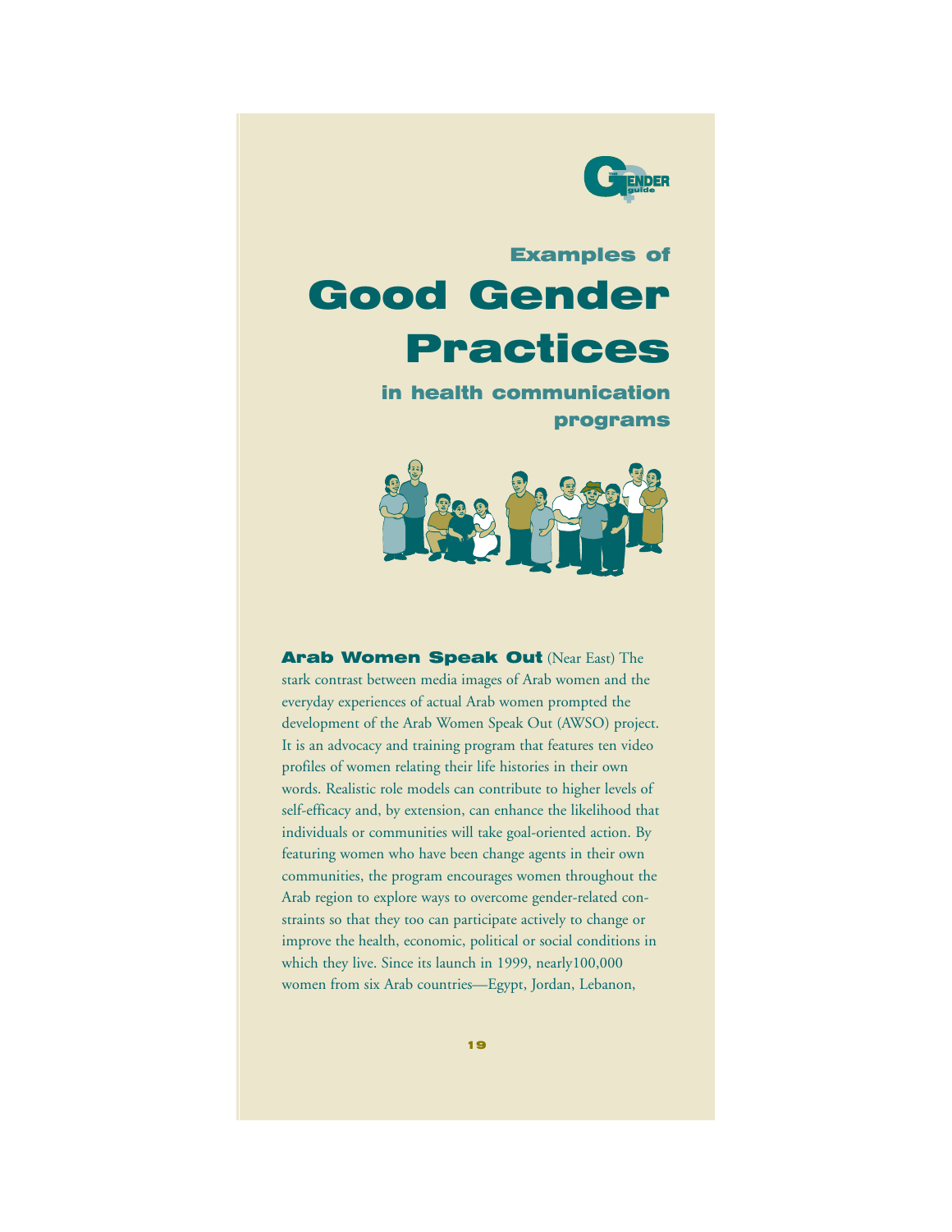## Examples of

# Good Gender Practices

### in health communication programs

**Arab Women Speak Out** (Near East) The stark contrast between media images of Arab women and the everyday experiences of actual Arab women prompted the development of the Arab Women Speak Out (AWSO) project. It is an advocacy and training program that features ten video profiles of women relating their life histories in their own words. Realistic role models can contribute to higher levels of self-efficacy and, by extension, can enhance the likelihood that individuals or communities will take goal-oriented action. By featuring women who have been change agents in their own communities, the program encourages women throughout the Arab region to explore ways to overcome gender-related constraints so that they too can participate actively to change or improve the health, economic, political or social conditions in which they live. Since its launch in 1999, nearly100,000 women from six Arab countries—Egypt, Jordan, Lebanon,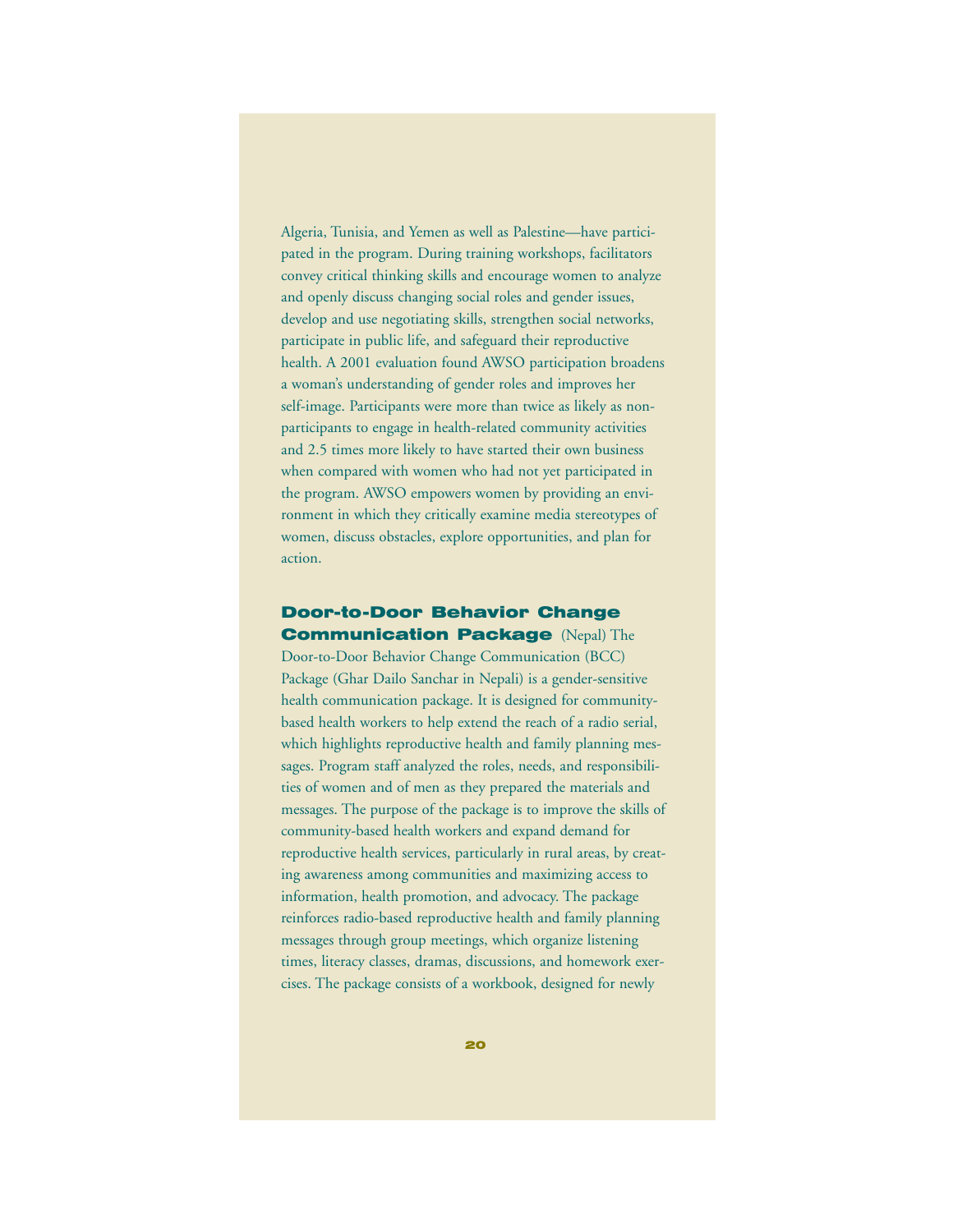Algeria, Tunisia, and Yemen as well as Palestine—have participated in the program. During training workshops, facilitators convey critical thinking skills and encourage women to analyze and openly discuss changing social roles and gender issues, develop and use negotiating skills, strengthen social networks, participate in public life, and safeguard their reproductive health. A 2001 evaluation found AWSO participation broadens a woman's understanding of gender roles and improves her self-image. Participants were more than twice as likely as non-participants to engage in health-related community activities and 2.5 times more likely to have started their own business when compared with women who had not yet participated in the program. AWSO empowers women by providing an environment in which they critically examine media stereotypes of women, discuss obstacles, explore opportunities, and plan for action.

**Door-to-Door Behavior Change Communication Package** (Nepal) The Door-to-Door Behavior Change Communication (BCC) Package (Ghar Dailo Sanchar in Nepali) is a gender-sensitive health communication package. It is designed for community-based health workers to help extend the reach of a radio serial, which highlights reproductive health and family planning messages. Program staff analyzed the roles, needs, and responsibilities of women and of men as they prepared the materials and messages. The purpose of the package is to improve the skills of community-based health workers and expand demand for reproductive health services, particularly in rural areas, by creating awareness among communities and maximizing access to information, health promotion, and advocacy. The package reinforces radio-based reproductive health and family planning messages through group meetings, which organize listening times, literacy classes, dramas, discussions, and homework exercises. The package consists of a workbook, designed for newly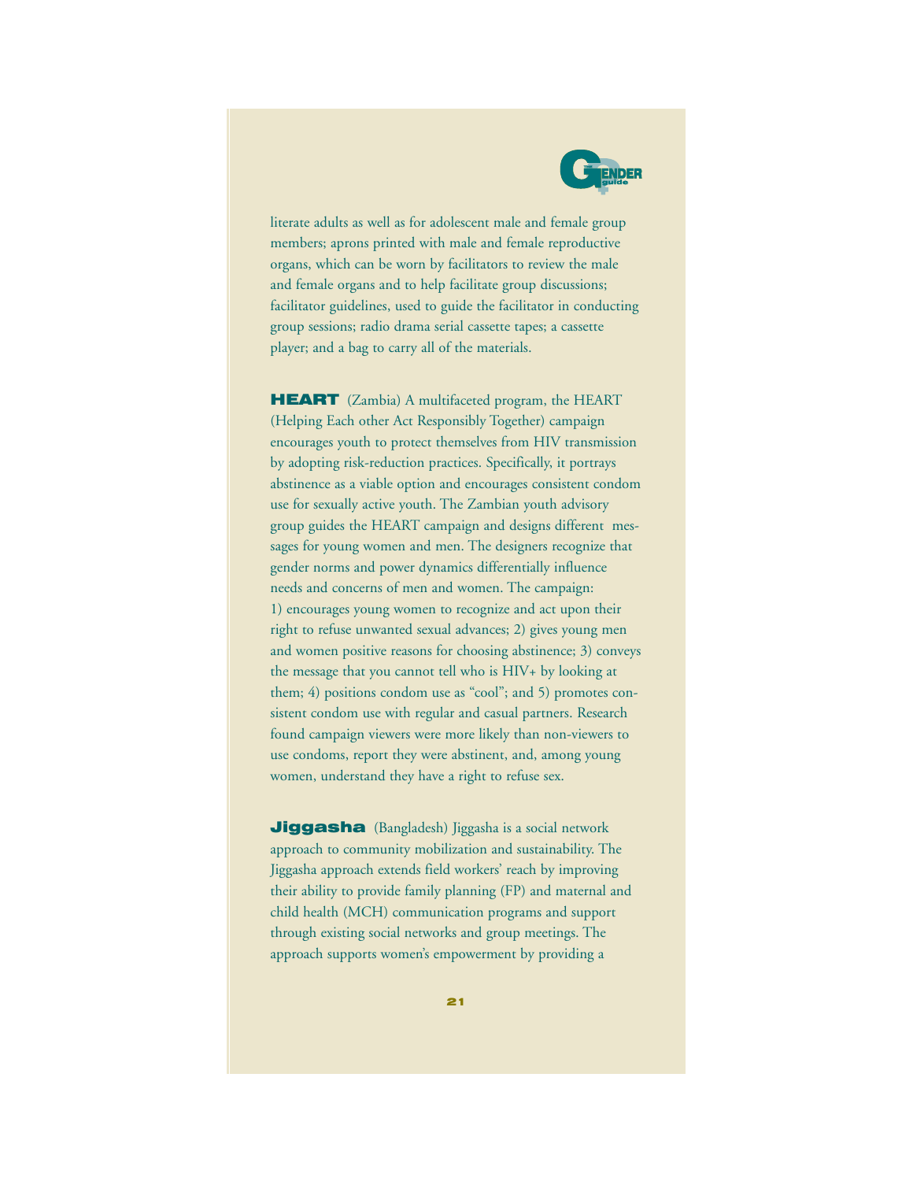literate adults as well as for adolescent male and female group members; aprons printed with male and female reproductive organs, which can be worn by facilitators to review the male and female organs and to help facilitate group discussions; facilitator guidelines, used to guide the facilitator in conducting group sessions; radio drama serial cassette tapes; a cassette player; and a bag to carry all of the materials.

**HEART** (Zambia) A multifaceted program, the HEART (Helping Each other Act Responsibly Together) campaign encourages youth to protect themselves from HIV transmission by adopting risk-reduction practices. Specifically, it portrays abstinence as a viable option and encourages consistent condom use for sexually active youth. The Zambian youth advisory group guides the HEART campaign and designs different messages for young women and men. The designers recognize that gender norms and power dynamics differentially influence needs and concerns of men and women. The campaign: 1) encourages young women to recognize and act upon their right to refuse unwanted sexual advances; 2) gives young men and women positive reasons for choosing abstinence; 3) conveys the message that you cannot tell who is HIV+ by looking at them; 4) positions condom use as "cool"; and 5) promotes consistent condom use with regular and casual partners. Research found campaign viewers were more likely than non-viewers to use condoms, report they were abstinent, and, among young women, understand they have a right to refuse sex.

**Jiggasha** (Bangladesh) Jiggasha is a social network approach to community mobilization and sustainability. The Jiggasha approach extends field workers' reach by improving their ability to provide family planning (FP) and maternal and child health (MCH) communication programs and support through existing social networks and group meetings. The approach supports women's empowerment by providing a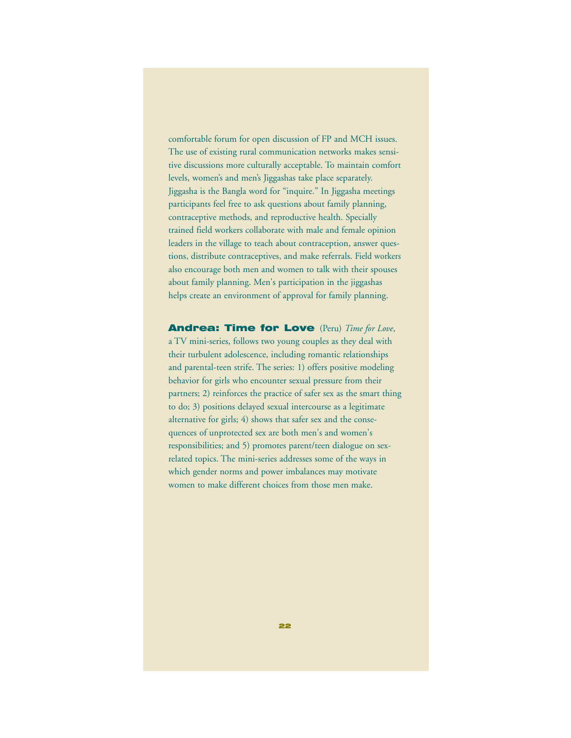comfortable forum for open discussion of FP and MCH issues. The use of existing rural communication networks makes sensitive discussions more culturally acceptable. To maintain comfort levels, women's and men's Jiggashas take place separately. Jiggasha is the Bangla word for "inquire." In Jiggasha meetings participants feel free to ask questions about family planning, contraceptive methods, and reproductive health. Specially trained field workers collaborate with male and female opinion leaders in the village to teach about contraception, answer questions, distribute contraceptives, and make referrals. Field workers also encourage both men and women to talk with their spouses about family planning. Men's participation in the jiggashas helps create an environment of approval for family planning.

**Andrea: Time for Love** (Peru) *Time for Love*, a TV mini-series, follows two young couples as they deal with their turbulent adolescence, including romantic relationships and parental-teen strife. The series: 1) offers positive modeling behavior for girls who encounter sexual pressure from their partners; 2) reinforces the practice of safer sex as the smart thing to do; 3) positions delayed sexual intercourse as a legitimate alternative for girls; 4) shows that safer sex and the consequences of unprotected sex are both men's and women's responsibilities; and 5) promotes parent/teen dialogue on sex-related topics. The mini-series addresses some of the ways in which gender norms and power imbalances may motivate women to make different choices from those men make.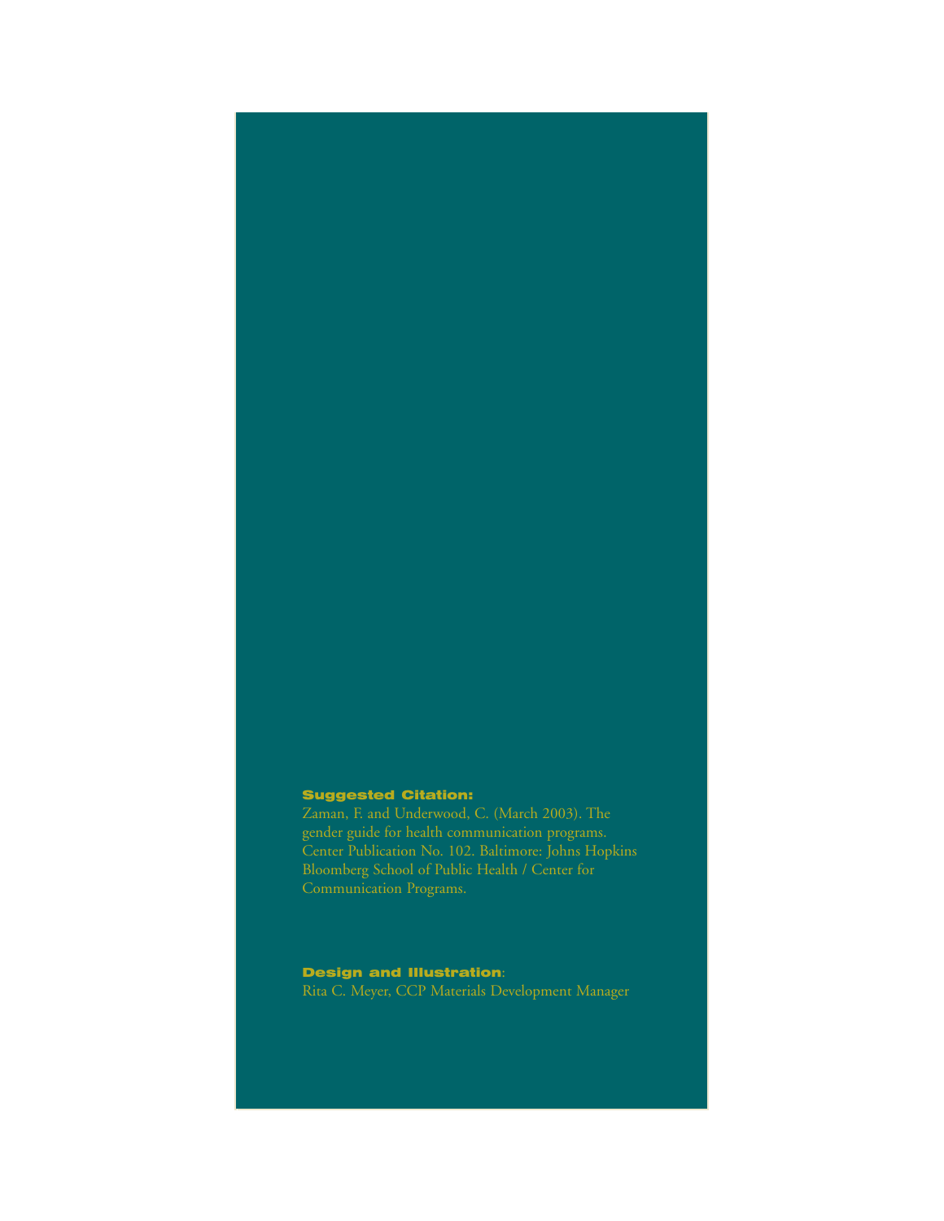**Suggested Citation:**

Zaman, F. and Underwood, C. (March 2003). The gender guide for health communication programs. Center Publication No. 102. Baltimore: Johns Hopkins Bloomberg School of Public Health / Center for Communication Programs.

**Design and Illustration**:

Rita C. Meyer, CCP Materials Development Manager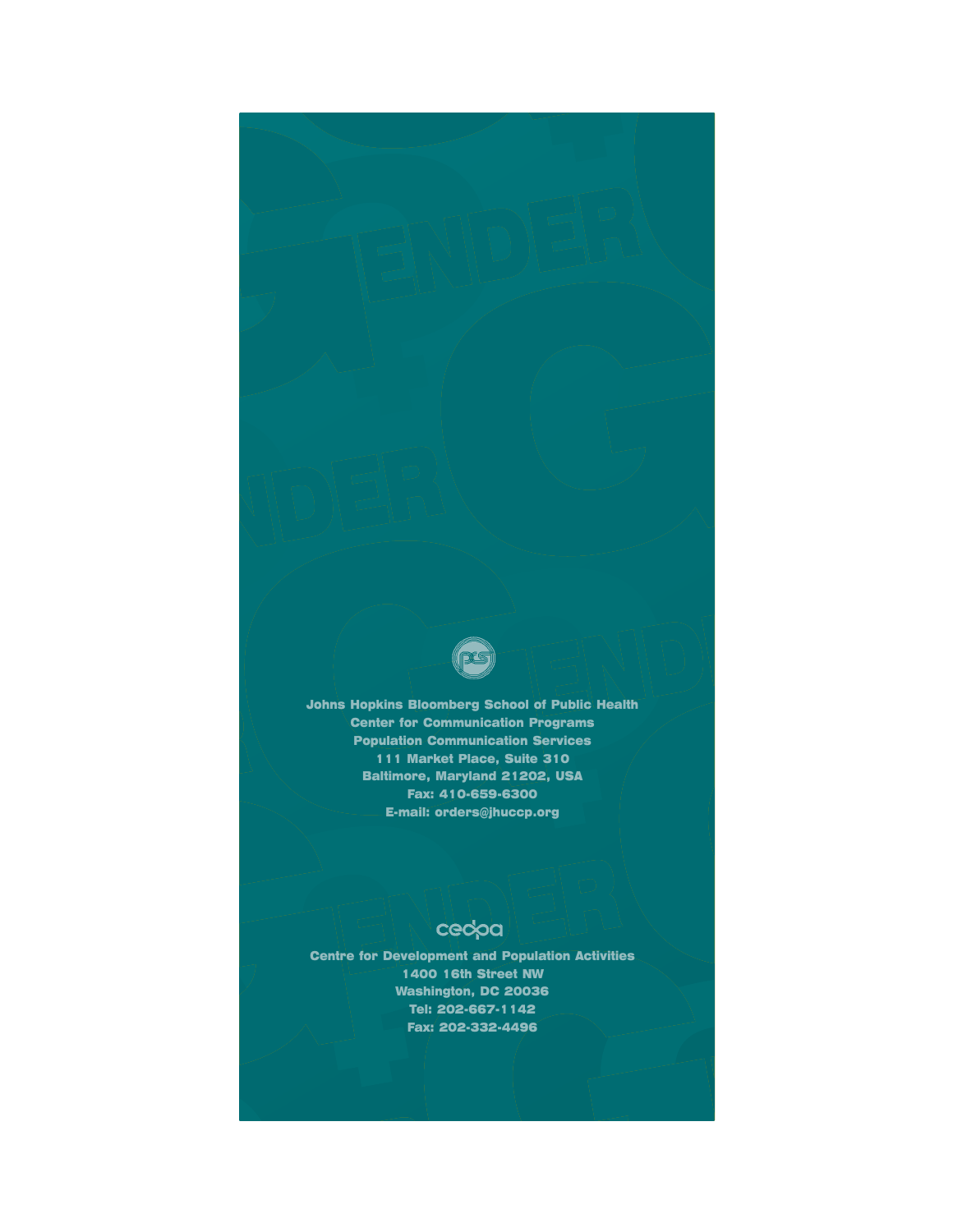Johns Hopkins Bloomberg School of Public Health
Center for Communication Programs
Population Communication Services
111 Market Place, Suite 310
Baltimore, Maryland 21202, USA
Fax: 410-659-6300
E-mail: orders@jhuccp.org

cedpa

Centre for Development and Population Activities
1400 16th Street NW
Washington, DC 20036
Tel: 202-667-1142
Fax: 202-332-4496